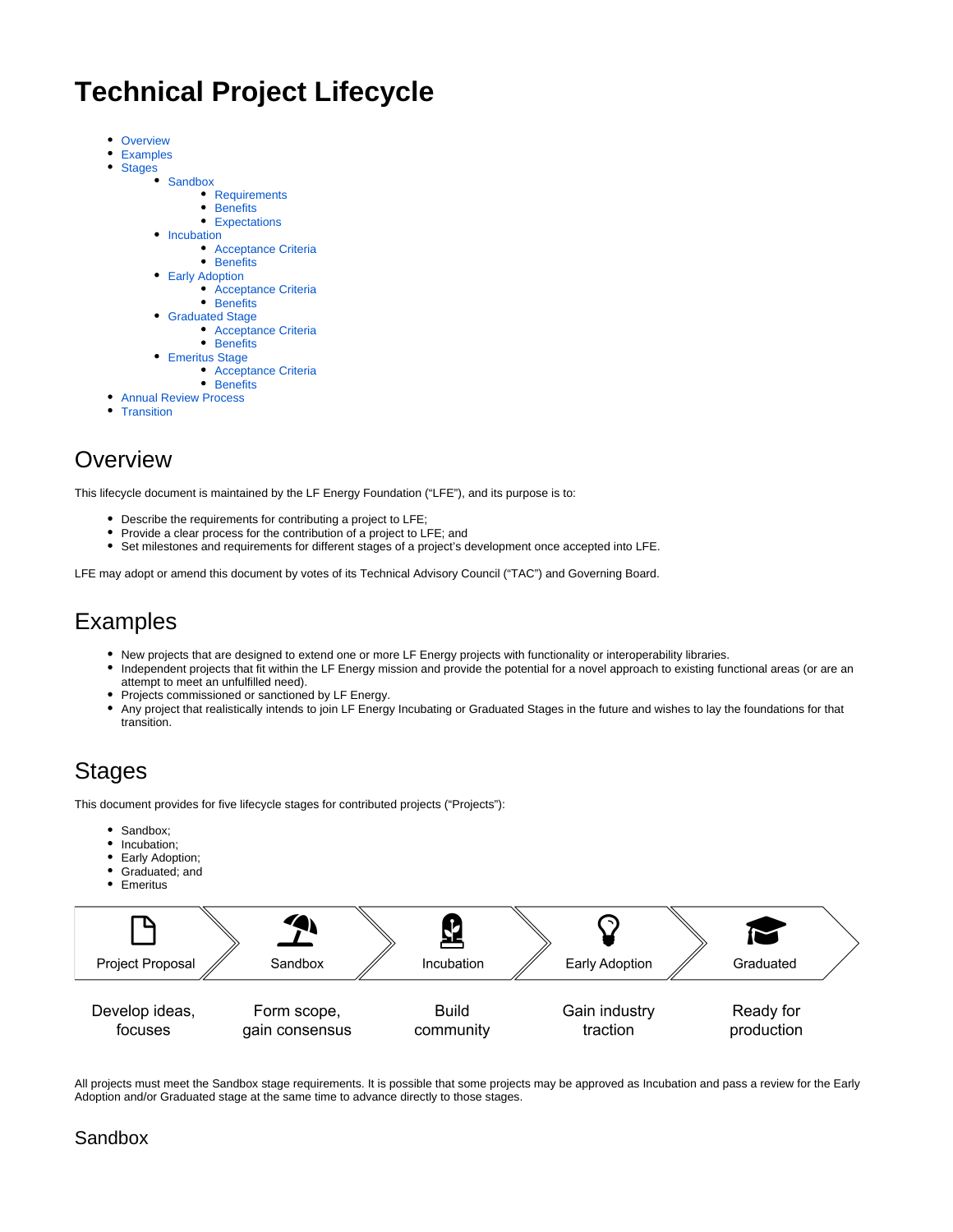# Technical Project Lifecycle

- Overview
- Examples
- Stages
  - Sandbox
    - Requirements
    - Benefits
    - Expectations
  - Incubation
    - Acceptance Criteria
    - Benefits
  - Early Adoption
    - Acceptance Criteria
    - Benefits
  - Graduated Stage
    - Acceptance Criteria
    - Benefits
  - Emeritus Stage
    - Acceptance Criteria
    - Benefits
- Annual Review Process
- Transition

## Overview

This lifecycle document is maintained by the LF Energy Foundation ("LFE"), and its purpose is to:

- Describe the requirements for contributing a project to LFE;
- Provide a clear process for the contribution of a project to LFE; and
- Set milestones and requirements for different stages of a project's development once accepted into LFE.

LFE may adopt or amend this document by votes of its Technical Advisory Council ("TAC") and Governing Board.

## Examples

- New projects that are designed to extend one or more LF Energy projects with functionality or interoperability libraries.
- Independent projects that fit within the LF Energy mission and provide the potential for a novel approach to existing functional areas (or are an attempt to meet an unfulfilled need).
- Projects commissioned or sanctioned by LF Energy.
- Any project that realistically intends to join LF Energy Incubating or Graduated Stages in the future and wishes to lay the foundations for that transition.

## Stages

This document provides for five lifecycle stages for contributed projects ("Projects"):

- Sandbox;
- Incubation;
- Early Adoption;
- Graduated; and
- Emeritus

| Project Proposal | Sandbox | Incubation | Early Adoption | Graduated |
|---|---|---|---|---|
| Develop ideas, focuses | Form scope, gain consensus | Build community | Gain industry traction | Ready for production |

All projects must meet the Sandbox stage requirements. It is possible that some projects may be approved as Incubation and pass a review for the Early Adoption and/or Graduated stage at the same time to advance directly to those stages.

### Sandbox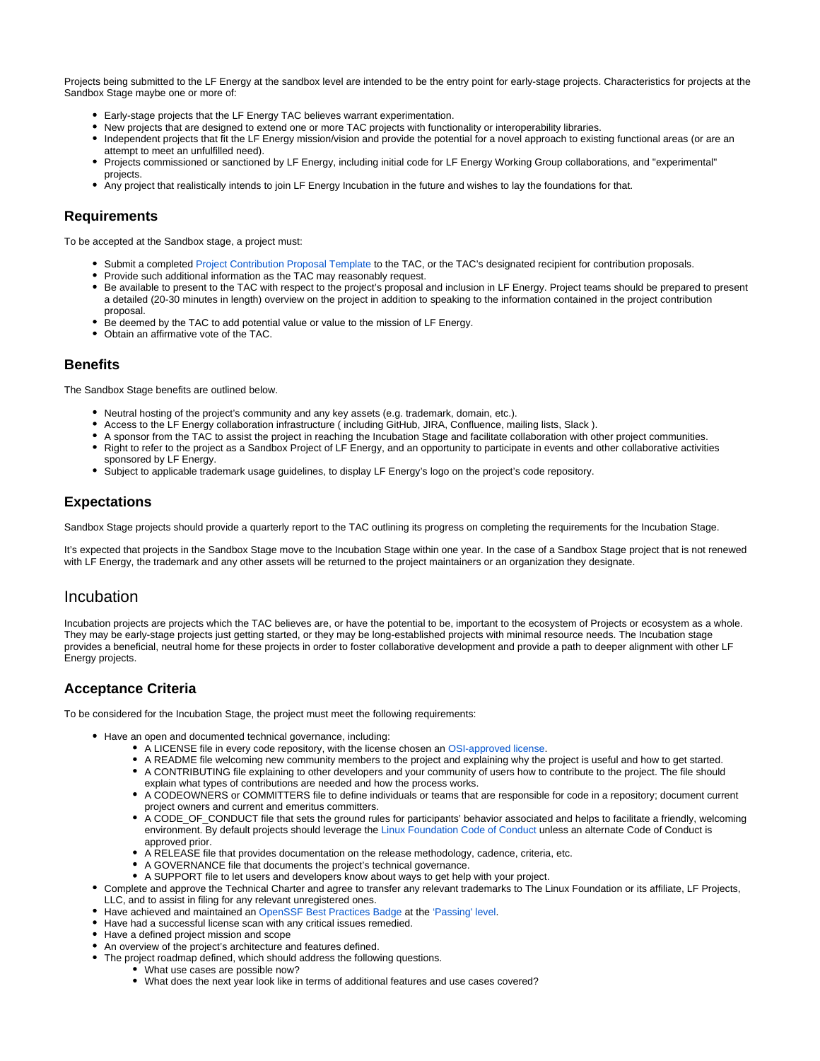Projects being submitted to the LF Energy at the sandbox level are intended to be the entry point for early-stage projects. Characteristics for projects at the Sandbox Stage maybe one or more of:

- Early-stage projects that the LF Energy TAC believes warrant experimentation.
- New projects that are designed to extend one or more TAC projects with functionality or interoperability libraries.
- Independent projects that fit the LF Energy mission/vision and provide the potential for a novel approach to existing functional areas (or are an attempt to meet an unfulfilled need).
- Projects commissioned or sanctioned by LF Energy, including initial code for LF Energy Working Group collaborations, and "experimental" projects.
- Any project that realistically intends to join LF Energy Incubation in the future and wishes to lay the foundations for that.

### Requirements

To be accepted at the Sandbox stage, a project must:

- Submit a completed Project Contribution Proposal Template to the TAC, or the TAC's designated recipient for contribution proposals.
- Provide such additional information as the TAC may reasonably request.
- Be available to present to the TAC with respect to the project's proposal and inclusion in LF Energy. Project teams should be prepared to present a detailed (20-30 minutes in length) overview on the project in addition to speaking to the information contained in the project contribution proposal.
- Be deemed by the TAC to add potential value or value to the mission of LF Energy.
- Obtain an affirmative vote of the TAC.

### Benefits

The Sandbox Stage benefits are outlined below.

- Neutral hosting of the project's community and any key assets (e.g. trademark, domain, etc.).
- Access to the LF Energy collaboration infrastructure ( including GitHub, JIRA, Confluence, mailing lists, Slack ).
- A sponsor from the TAC to assist the project in reaching the Incubation Stage and facilitate collaboration with other project communities.
- Right to refer to the project as a Sandbox Project of LF Energy, and an opportunity to participate in events and other collaborative activities sponsored by LF Energy.
- Subject to applicable trademark usage guidelines, to display LF Energy's logo on the project's code repository.

### Expectations

Sandbox Stage projects should provide a quarterly report to the TAC outlining its progress on completing the requirements for the Incubation Stage.

It's expected that projects in the Sandbox Stage move to the Incubation Stage within one year. In the case of a Sandbox Stage project that is not renewed with LF Energy, the trademark and any other assets will be returned to the project maintainers or an organization they designate.

## Incubation

Incubation projects are projects which the TAC believes are, or have the potential to be, important to the ecosystem of Projects or ecosystem as a whole. They may be early-stage projects just getting started, or they may be long-established projects with minimal resource needs. The Incubation stage provides a beneficial, neutral home for these projects in order to foster collaborative development and provide a path to deeper alignment with other LF Energy projects.

### Acceptance Criteria

To be considered for the Incubation Stage, the project must meet the following requirements:

- Have an open and documented technical governance, including:
    - A LICENSE file in every code repository, with the license chosen an OSI-approved license.
    - A README file welcoming new community members to the project and explaining why the project is useful and how to get started.
    - A CONTRIBUTING file explaining to other developers and your community of users how to contribute to the project. The file should explain what types of contributions are needed and how the process works.
    - A CODEOWNERS or COMMITTERS file to define individuals or teams that are responsible for code in a repository; document current project owners and current and emeritus committers.
    - A CODE_OF_CONDUCT file that sets the ground rules for participants' behavior associated and helps to facilitate a friendly, welcoming environment. By default projects should leverage the Linux Foundation Code of Conduct unless an alternate Code of Conduct is approved prior.
    - A RELEASE file that provides documentation on the release methodology, cadence, criteria, etc.
    - A GOVERNANCE file that documents the project's technical governance.
    - A SUPPORT file to let users and developers know about ways to get help with your project.
- Complete and approve the Technical Charter and agree to transfer any relevant trademarks to The Linux Foundation or its affiliate, LF Projects, LLC, and to assist in filing for any relevant unregistered ones.
- Have achieved and maintained an OpenSSF Best Practices Badge at the 'Passing' level.
- Have had a successful license scan with any critical issues remedied.
- Have a defined project mission and scope
- An overview of the project's architecture and features defined.
- The project roadmap defined, which should address the following questions.
    - What use cases are possible now?
    - What does the next year look like in terms of additional features and use cases covered?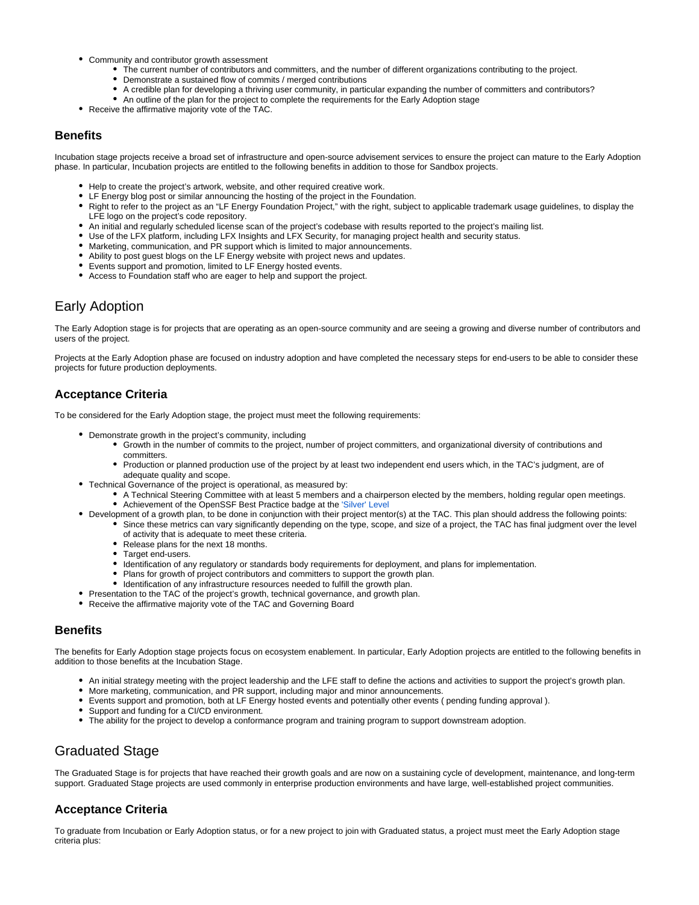- Community and contributor growth assessment
    - The current number of contributors and committers, and the number of different organizations contributing to the project.
    - Demonstrate a sustained flow of commits / merged contributions
    - A credible plan for developing a thriving user community, in particular expanding the number of committers and contributors?
    - An outline of the plan for the project to complete the requirements for the Early Adoption stage
- Receive the affirmative majority vote of the TAC.

### Benefits

Incubation stage projects receive a broad set of infrastructure and open-source advisement services to ensure the project can mature to the Early Adoption phase. In particular, Incubation projects are entitled to the following benefits in addition to those for Sandbox projects.

- Help to create the project's artwork, website, and other required creative work.
- LF Energy blog post or similar announcing the hosting of the project in the Foundation.
- Right to refer to the project as an "LF Energy Foundation Project," with the right, subject to applicable trademark usage guidelines, to display the LFE logo on the project's code repository.
- An initial and regularly scheduled license scan of the project's codebase with results reported to the project's mailing list.
- Use of the LFX platform, including LFX Insights and LFX Security, for managing project health and security status.
- Marketing, communication, and PR support which is limited to major announcements.
- Ability to post guest blogs on the LF Energy website with project news and updates.
- Events support and promotion, limited to LF Energy hosted events.
- Access to Foundation staff who are eager to help and support the project.

## Early Adoption

The Early Adoption stage is for projects that are operating as an open-source community and are seeing a growing and diverse number of contributors and users of the project.

Projects at the Early Adoption phase are focused on industry adoption and have completed the necessary steps for end-users to be able to consider these projects for future production deployments.

### Acceptance Criteria

To be considered for the Early Adoption stage, the project must meet the following requirements:

- Demonstrate growth in the project's community, including
    - Growth in the number of commits to the project, number of project committers, and organizational diversity of contributions and committers.
    - Production or planned production use of the project by at least two independent end users which, in the TAC's judgment, are of adequate quality and scope.
- Technical Governance of the project is operational, as measured by:
    - A Technical Steering Committee with at least 5 members and a chairperson elected by the members, holding regular open meetings.
    - Achievement of the OpenSSF Best Practice badge at the 'Silver' Level
- Development of a growth plan, to be done in conjunction with their project mentor(s) at the TAC. This plan should address the following points:
    - Since these metrics can vary significantly depending on the type, scope, and size of a project, the TAC has final judgment over the level of activity that is adequate to meet these criteria.
    - Release plans for the next 18 months.
    - Target end-users.
    - Identification of any regulatory or standards body requirements for deployment, and plans for implementation.
    - Plans for growth of project contributors and committers to support the growth plan.
    - Identification of any infrastructure resources needed to fulfill the growth plan.
- Presentation to the TAC of the project's growth, technical governance, and growth plan.
- Receive the affirmative majority vote of the TAC and Governing Board

### Benefits

The benefits for Early Adoption stage projects focus on ecosystem enablement. In particular, Early Adoption projects are entitled to the following benefits in addition to those benefits at the Incubation Stage.

- An initial strategy meeting with the project leadership and the LFE staff to define the actions and activities to support the project's growth plan.
- More marketing, communication, and PR support, including major and minor announcements.
- Events support and promotion, both at LF Energy hosted events and potentially other events ( pending funding approval ).
- Support and funding for a CI/CD environment.
- The ability for the project to develop a conformance program and training program to support downstream adoption.

## Graduated Stage

The Graduated Stage is for projects that have reached their growth goals and are now on a sustaining cycle of development, maintenance, and long-term support. Graduated Stage projects are used commonly in enterprise production environments and have large, well-established project communities.

### Acceptance Criteria

To graduate from Incubation or Early Adoption status, or for a new project to join with Graduated status, a project must meet the Early Adoption stage criteria plus: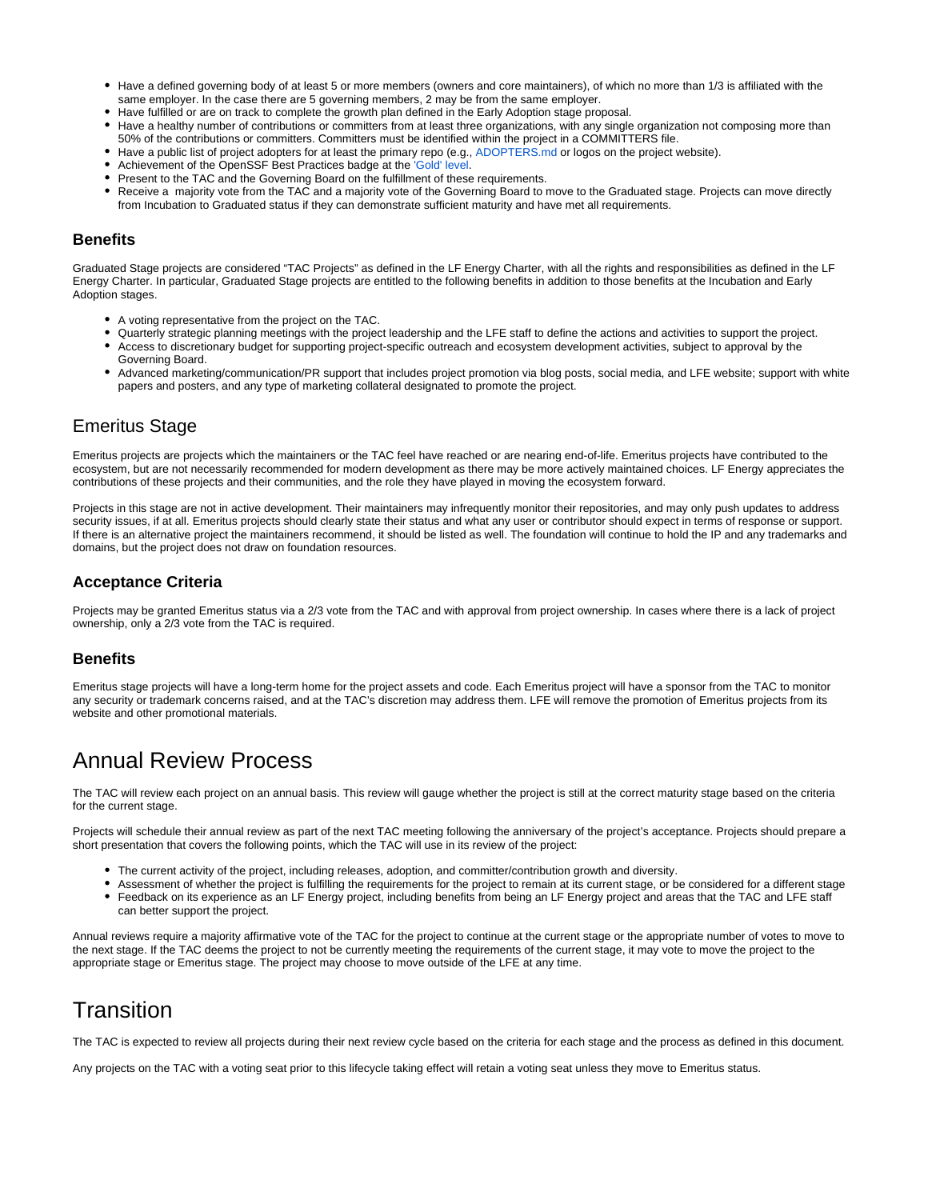- Have a defined governing body of at least 5 or more members (owners and core maintainers), of which no more than 1/3 is affiliated with the same employer. In the case there are 5 governing members, 2 may be from the same employer.
- Have fulfilled or are on track to complete the growth plan defined in the Early Adoption stage proposal.
- Have a healthy number of contributions or committers from at least three organizations, with any single organization not composing more than 50% of the contributions or committers. Committers must be identified within the project in a COMMITTERS file.
- Have a public list of project adopters for at least the primary repo (e.g., ADOPTERS.md or logos on the project website).
- Achievement of the OpenSSF Best Practices badge at the 'Gold' level.
- Present to the TAC and the Governing Board on the fulfillment of these requirements.
- Receive a majority vote from the TAC and a majority vote of the Governing Board to move to the Graduated stage. Projects can move directly from Incubation to Graduated status if they can demonstrate sufficient maturity and have met all requirements.

### Benefits

Graduated Stage projects are considered "TAC Projects" as defined in the LF Energy Charter, with all the rights and responsibilities as defined in the LF Energy Charter. In particular, Graduated Stage projects are entitled to the following benefits in addition to those benefits at the Incubation and Early Adoption stages.

- A voting representative from the project on the TAC.
- Quarterly strategic planning meetings with the project leadership and the LFE staff to define the actions and activities to support the project.
- Access to discretionary budget for supporting project-specific outreach and ecosystem development activities, subject to approval by the Governing Board.
- Advanced marketing/communication/PR support that includes project promotion via blog posts, social media, and LFE website; support with white papers and posters, and any type of marketing collateral designated to promote the project.

## Emeritus Stage

Emeritus projects are projects which the maintainers or the TAC feel have reached or are nearing end-of-life. Emeritus projects have contributed to the ecosystem, but are not necessarily recommended for modern development as there may be more actively maintained choices. LF Energy appreciates the contributions of these projects and their communities, and the role they have played in moving the ecosystem forward.

Projects in this stage are not in active development. Their maintainers may infrequently monitor their repositories, and may only push updates to address security issues, if at all. Emeritus projects should clearly state their status and what any user or contributor should expect in terms of response or support. If there is an alternative project the maintainers recommend, it should be listed as well. The foundation will continue to hold the IP and any trademarks and domains, but the project does not draw on foundation resources.

### Acceptance Criteria

Projects may be granted Emeritus status via a 2/3 vote from the TAC and with approval from project ownership. In cases where there is a lack of project ownership, only a 2/3 vote from the TAC is required.

### Benefits

Emeritus stage projects will have a long-term home for the project assets and code. Each Emeritus project will have a sponsor from the TAC to monitor any security or trademark concerns raised, and at the TAC's discretion may address them. LFE will remove the promotion of Emeritus projects from its website and other promotional materials.

# Annual Review Process

The TAC will review each project on an annual basis. This review will gauge whether the project is still at the correct maturity stage based on the criteria for the current stage.

Projects will schedule their annual review as part of the next TAC meeting following the anniversary of the project's acceptance. Projects should prepare a short presentation that covers the following points, which the TAC will use in its review of the project:

- The current activity of the project, including releases, adoption, and committer/contribution growth and diversity.
- Assessment of whether the project is fulfilling the requirements for the project to remain at its current stage, or be considered for a different stage
- Feedback on its experience as an LF Energy project, including benefits from being an LF Energy project and areas that the TAC and LFE staff can better support the project.

Annual reviews require a majority affirmative vote of the TAC for the project to continue at the current stage or the appropriate number of votes to move to the next stage. If the TAC deems the project to not be currently meeting the requirements of the current stage, it may vote to move the project to the appropriate stage or Emeritus stage. The project may choose to move outside of the LFE at any time.

# Transition

The TAC is expected to review all projects during their next review cycle based on the criteria for each stage and the process as defined in this document.

Any projects on the TAC with a voting seat prior to this lifecycle taking effect will retain a voting seat unless they move to Emeritus status.